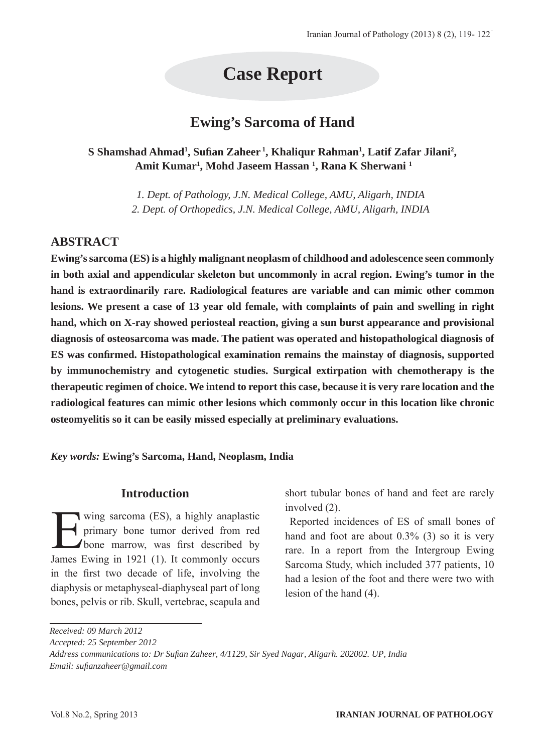# Case Report

## Ewing's Sarcoma of Hand

**S Shamshad Ahmad[1], Sufian Zaheer [1], Khaliqur Rahman[1], Latif Zafar Jilani[2], Amit Kumar[1], Mohd Jaseem Hassan [1], Rana K Sherwani [1]**

*1. Dept. of Pathology, J.N. Medical College, AMU, Aligarh, INDIA*
*2. Dept. of Orthopedics, J.N. Medical College, AMU, Aligarh, INDIA*

## ABSTRACT

**Ewing's sarcoma (ES) is a highly malignant neoplasm of childhood and adolescence seen commonly in both axial and appendicular skeleton but uncommonly in acral region. Ewing's tumor in the hand is extraordinarily rare. Radiological features are variable and can mimic other common lesions. We present a case of 13 year old female, with complaints of pain and swelling in right hand, which on X-ray showed periosteal reaction, giving a sun burst appearance and provisional diagnosis of osteosarcoma was made. The patient was operated and histopathological diagnosis of ES was confirmed. Histopathological examination remains the mainstay of diagnosis, supported by immunochemistry and cytogenetic studies. Surgical extirpation with chemotherapy is the therapeutic regimen of choice. We intend to report this case, because it is very rare location and the radiological features can mimic other lesions which commonly occur in this location like chronic osteomyelitis so it can be easily missed especially at preliminary evaluations.**

***Key words:*** **Ewing's Sarcoma, Hand, Neoplasm, India**

## Introduction

Ewing sarcoma (ES), a highly anaplastic primary bone tumor derived from red bone marrow, was first described by James Ewing in 1921 (1). It commonly occurs in the first two decade of life, involving the diaphysis or metaphyseal-diaphyseal part of long bones, pelvis or rib. Skull, vertebrae, scapula and short tubular bones of hand and feet are rarely involved (2).

Reported incidences of ES of small bones of hand and foot are about 0.3% (3) so it is very rare. In a report from the Intergroup Ewing Sarcoma Study, which included 377 patients, 10 had a lesion of the foot and there were two with lesion of the hand (4).

*Received: 09 March 2012*
*Accepted: 25 September 2012*
*Address communications to: Dr Sufian Zaheer, 4/1129, Sir Syed Nagar, Aligarh. 202002. UP, India*
*Email: sufianzaheer@gmail.com*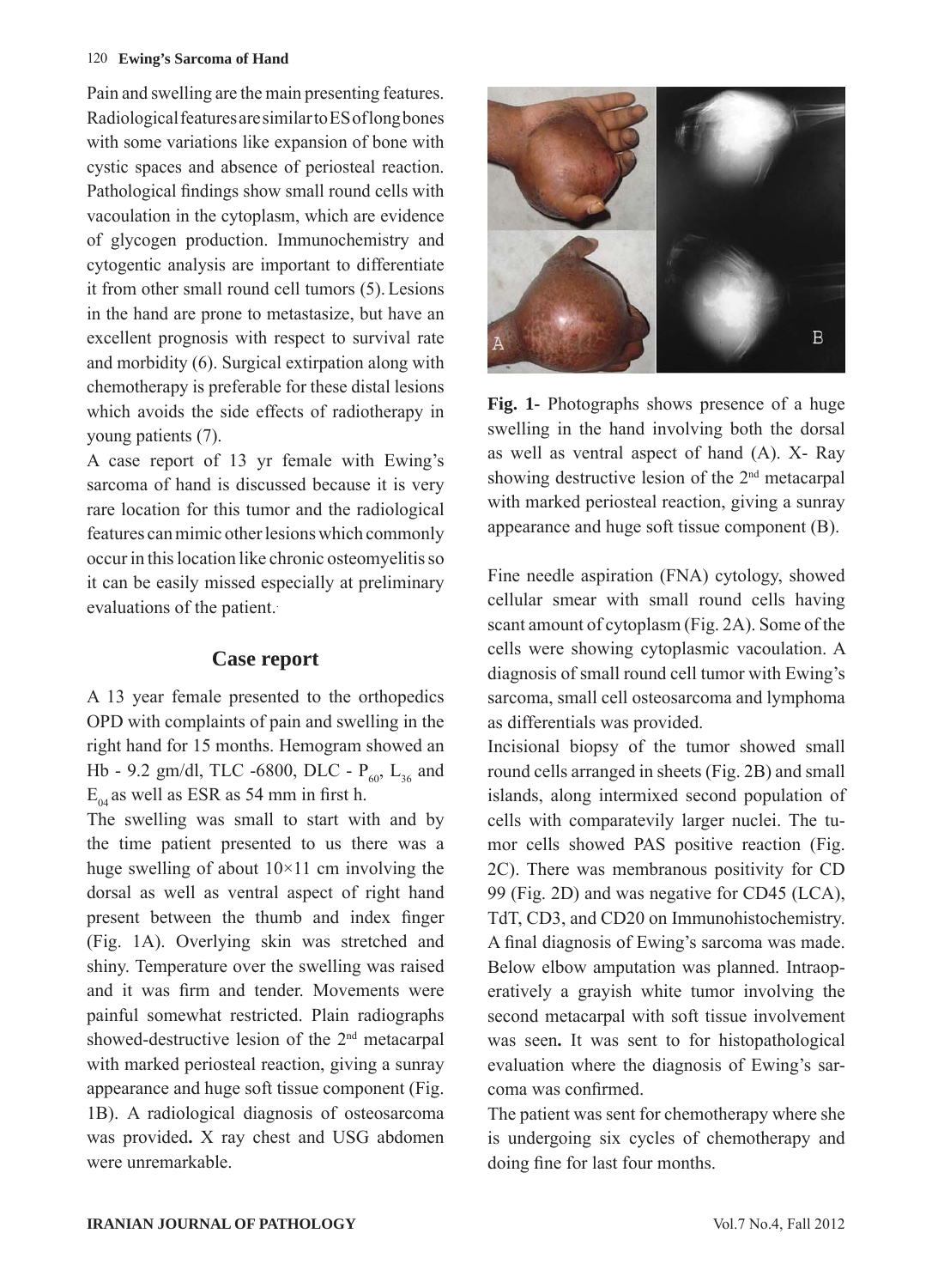Pain and swelling are the main presenting features. Radiological features are similar to ES of long bones with some variations like expansion of bone with cystic spaces and absence of periosteal reaction. Pathological findings show small round cells with vacoulation in the cytoplasm, which are evidence of glycogen production. Immunochemistry and cytogentic analysis are important to differentiate it from other small round cell tumors (5). Lesions in the hand are prone to metastasize, but have an excellent prognosis with respect to survival rate and morbidity (6). Surgical extirpation along with chemotherapy is preferable for these distal lesions which avoids the side effects of radiotherapy in young patients (7).

A case report of 13 yr female with Ewing's sarcoma of hand is discussed because it is very rare location for this tumor and the radiological features can mimic other lesions which commonly occur in this location like chronic osteomyelitis so it can be easily missed especially at preliminary evaluations of the patient.

## Case report

A 13 year female presented to the orthopedics OPD with complaints of pain and swelling in the right hand for 15 months. Hemogram showed an Hb - 9.2 gm/dl, TLC -6800, DLC - $P_{60}$, $L_{36}$ and $E_{04}$ as well as ESR as 54 mm in first h.

The swelling was small to start with and by the time patient presented to us there was a huge swelling of about 10×11 cm involving the dorsal as well as ventral aspect of right hand present between the thumb and index finger (Fig. 1A). Overlying skin was stretched and shiny. Temperature over the swelling was raised and it was firm and tender. Movements were painful somewhat restricted. Plain radiographs showed-destructive lesion of the 2nd metacarpal with marked periosteal reaction, giving a sunray appearance and huge soft tissue component (Fig. 1B). A radiological diagnosis of osteosarcoma was provided**.** X ray chest and USG abdomen were unremarkable.

**Fig. 1**- Photographs shows presence of a huge swelling in the hand involving both the dorsal as well as ventral aspect of hand (A). X- Ray showing destructive lesion of the 2nd metacarpal with marked periosteal reaction, giving a sunray appearance and huge soft tissue component (B).

Fine needle aspiration (FNA) cytology, showed cellular smear with small round cells having scant amount of cytoplasm (Fig. 2A). Some of the cells were showing cytoplasmic vacoulation. A diagnosis of small round cell tumor with Ewing's sarcoma, small cell osteosarcoma and lymphoma as differentials was provided.

Incisional biopsy of the tumor showed small round cells arranged in sheets (Fig. 2B) and small islands, along intermixed second population of cells with comparatevily larger nuclei. The tumor cells showed PAS positive reaction (Fig. 2C). There was membranous positivity for CD 99 (Fig. 2D) and was negative for CD45 (LCA), TdT, CD3, and CD20 on Immunohistochemistry. A final diagnosis of Ewing's sarcoma was made. Below elbow amputation was planned. Intraoperatively a grayish white tumor involving the second metacarpal with soft tissue involvement was seen**.** It was sent to for histopathological evaluation where the diagnosis of Ewing's sarcoma was confirmed.

The patient was sent for chemotherapy where she is undergoing six cycles of chemotherapy and doing fine for last four months.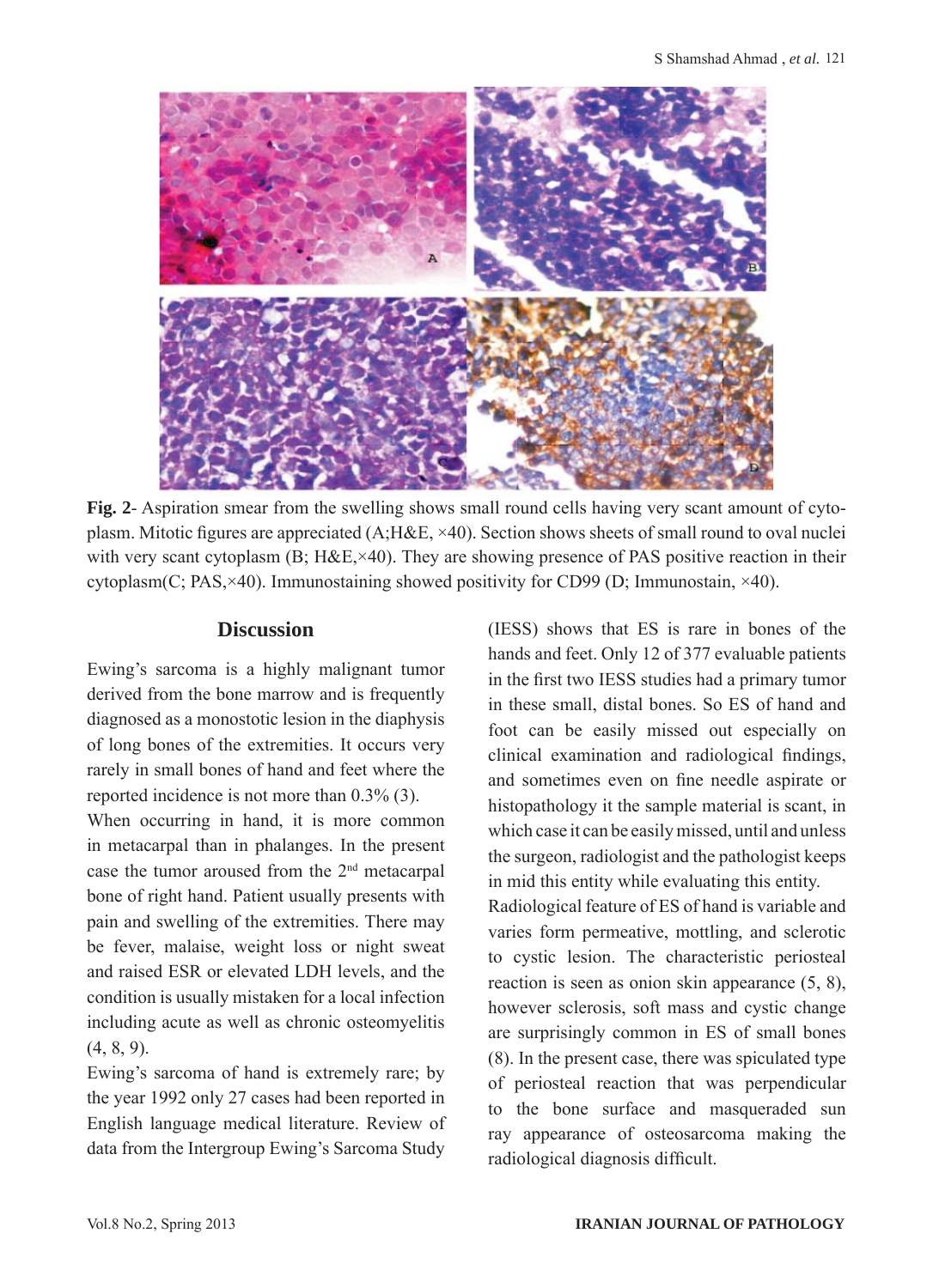**Fig. 2**- Aspiration smear from the swelling shows small round cells having very scant amount of cytoplasm. Mitotic figures are appreciated (A;H&E, ×40). Section shows sheets of small round to oval nuclei with very scant cytoplasm (B; H&E,×40). They are showing presence of PAS positive reaction in their cytoplasm(C; PAS,×40). Immunostaining showed positivity for CD99 (D; Immunostain, ×40).

## Discussion

Ewing's sarcoma is a highly malignant tumor derived from the bone marrow and is frequently diagnosed as a monostotic lesion in the diaphysis of long bones of the extremities. It occurs very rarely in small bones of hand and feet where the reported incidence is not more than 0.3% (3).

When occurring in hand, it is more common in metacarpal than in phalanges. In the present case the tumor aroused from the 2nd metacarpal bone of right hand. Patient usually presents with pain and swelling of the extremities. There may be fever, malaise, weight loss or night sweat and raised ESR or elevated LDH levels, and the condition is usually mistaken for a local infection including acute as well as chronic osteomyelitis (4, 8, 9).

Ewing's sarcoma of hand is extremely rare; by the year 1992 only 27 cases had been reported in English language medical literature. Review of data from the Intergroup Ewing's Sarcoma Study (IESS) shows that ES is rare in bones of the hands and feet. Only 12 of 377 evaluable patients in the first two IESS studies had a primary tumor in these small, distal bones. So ES of hand and foot can be easily missed out especially on clinical examination and radiological findings, and sometimes even on fine needle aspirate or histopathology it the sample material is scant, in which case it can be easily missed, until and unless the surgeon, radiologist and the pathologist keeps in mid this entity while evaluating this entity.

Radiological feature of ES of hand is variable and varies form permeative, mottling, and sclerotic to cystic lesion. The characteristic periosteal reaction is seen as onion skin appearance (5, 8), however sclerosis, soft mass and cystic change are surprisingly common in ES of small bones (8). In the present case, there was spiculated type of periosteal reaction that was perpendicular to the bone surface and masqueraded sun ray appearance of osteosarcoma making the radiological diagnosis difficult.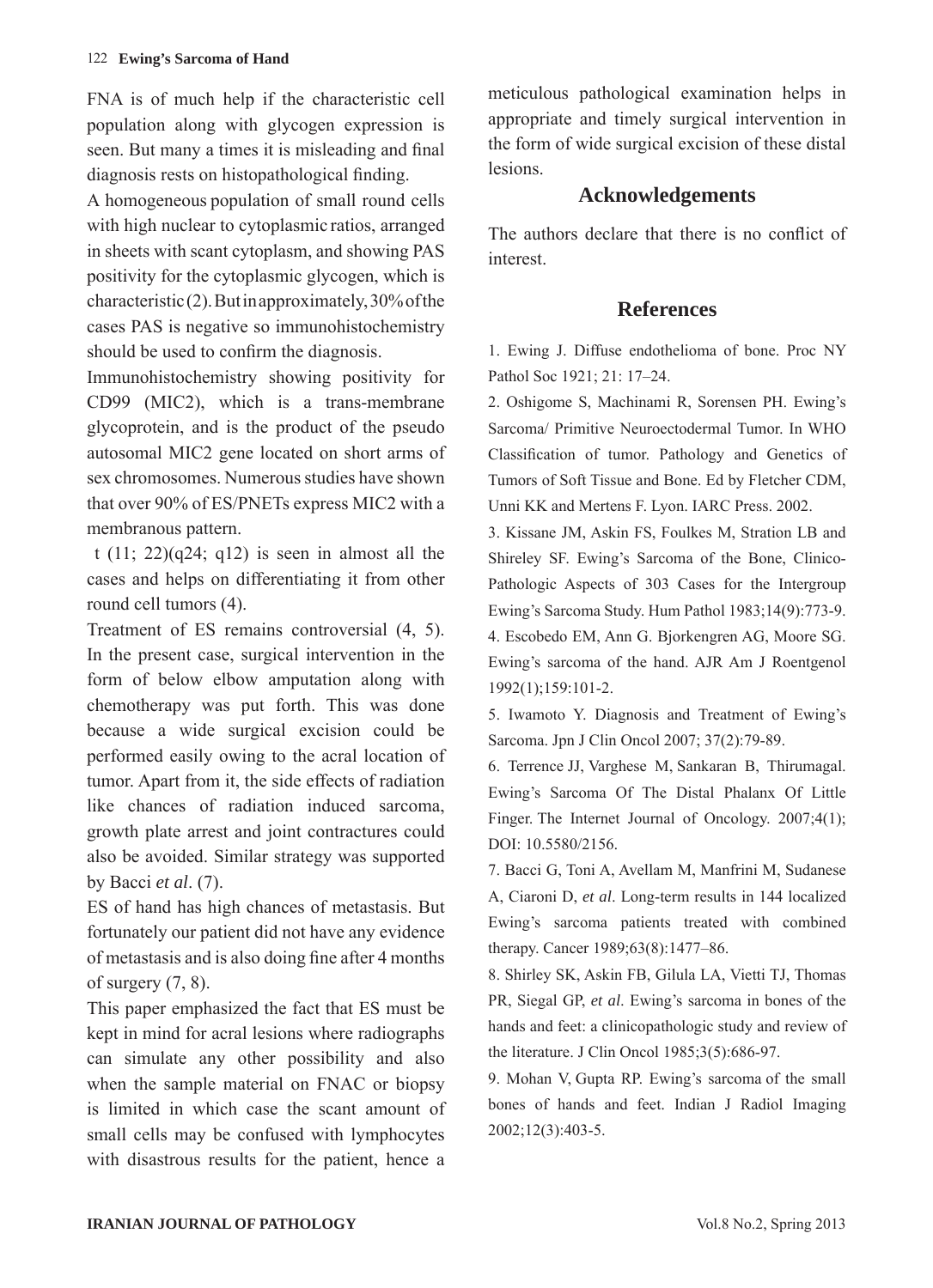FNA is of much help if the characteristic cell population along with glycogen expression is seen. But many a times it is misleading and final diagnosis rests on histopathological finding.

A homogeneous population of small round cells with high nuclear to cytoplasmic ratios, arranged in sheets with scant cytoplasm, and showing PAS positivity for the cytoplasmic glycogen, which is characteristic (2). But in approximately, 30% of the cases PAS is negative so immunohistochemistry should be used to confirm the diagnosis.

Immunohistochemistry showing positivity for CD99 (MIC2), which is a trans-membrane glycoprotein, and is the product of the pseudo autosomal MIC2 gene located on short arms of sex chromosomes. Numerous studies have shown that over 90% of ES/PNETs express MIC2 with a membranous pattern.

t (11; 22)(q24; q12) is seen in almost all the cases and helps on differentiating it from other round cell tumors (4).

Treatment of ES remains controversial (4, 5). In the present case, surgical intervention in the form of below elbow amputation along with chemotherapy was put forth. This was done because a wide surgical excision could be performed easily owing to the acral location of tumor. Apart from it, the side effects of radiation like chances of radiation induced sarcoma, growth plate arrest and joint contractures could also be avoided. Similar strategy was supported by Bacci *et al*. (7).

ES of hand has high chances of metastasis. But fortunately our patient did not have any evidence of metastasis and is also doing fine after 4 months of surgery (7, 8).

This paper emphasized the fact that ES must be kept in mind for acral lesions where radiographs can simulate any other possibility and also when the sample material on FNAC or biopsy is limited in which case the scant amount of small cells may be confused with lymphocytes with disastrous results for the patient, hence a meticulous pathological examination helps in appropriate and timely surgical intervention in the form of wide surgical excision of these distal lesions.

## Acknowledgements

The authors declare that there is no conflict of interest.

## References

1. Ewing J. Diffuse endothelioma of bone. Proc NY Pathol Soc 1921; 21: 17–24.
2. Oshigome S, Machinami R, Sorensen PH. Ewing's Sarcoma/ Primitive Neuroectodermal Tumor. In WHO Classification of tumor. Pathology and Genetics of Tumors of Soft Tissue and Bone. Ed by Fletcher CDM, Unni KK and Mertens F. Lyon. IARC Press. 2002.
3. Kissane JM, Askin FS, Foulkes M, Stration LB and Shireley SF. Ewing's Sarcoma of the Bone, Clinico-Pathologic Aspects of 303 Cases for the Intergroup Ewing's Sarcoma Study. Hum Pathol 1983;14(9):773-9.
4. Escobedo EM, Ann G. Bjorkengren AG, Moore SG. Ewing's sarcoma of the hand. AJR Am J Roentgenol 1992(1);159:101-2.
5. Iwamoto Y. Diagnosis and Treatment of Ewing's Sarcoma. Jpn J Clin Oncol 2007; 37(2):79-89.
6. Terrence JJ, Varghese M, Sankaran B, Thirumagal. Ewing's Sarcoma Of The Distal Phalanx Of Little Finger. The Internet Journal of Oncology. 2007;4(1); DOI: 10.5580/2156.
7. Bacci G, Toni A, Avellam M, Manfrini M, Sudanese A, Ciaroni D, *et al*. Long-term results in 144 localized Ewing's sarcoma patients treated with combined therapy. Cancer 1989;63(8):1477–86.
8. Shirley SK, Askin FB, Gilula LA, Vietti TJ, Thomas PR, Siegal GP, *et al*. Ewing's sarcoma in bones of the hands and feet: a clinicopathologic study and review of the literature. J Clin Oncol 1985;3(5):686-97.
9. Mohan V, Gupta RP. Ewing's sarcoma of the small bones of hands and feet. Indian J Radiol Imaging 2002;12(3):403-5.